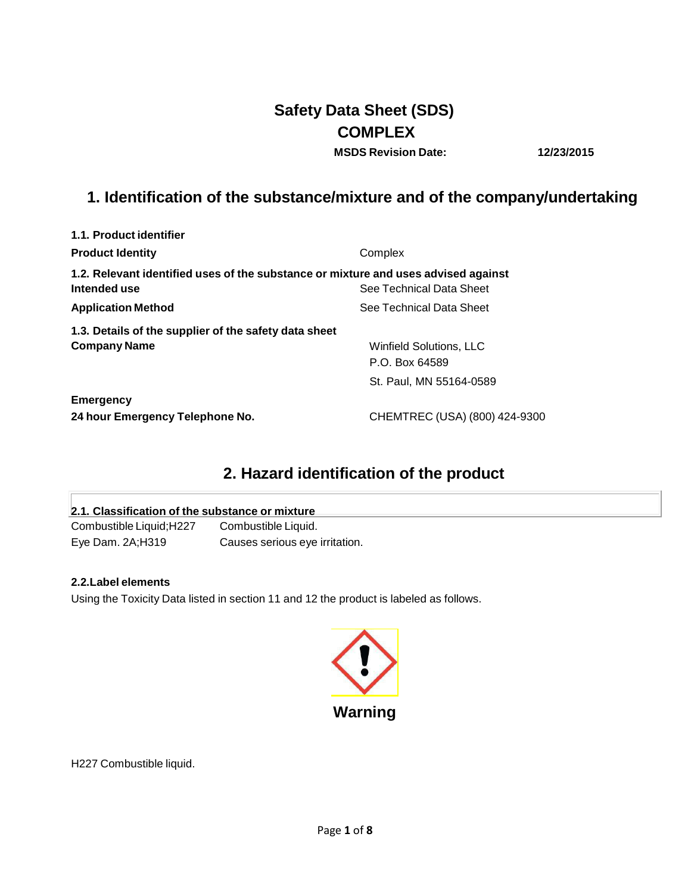# Safety Data Sheet (SDS)

# COMPLEX

**MSDS Revision Date:** **12/23/2015**

## 1. Identification of the substance/mixture and of the company/undertaking

**1.1. Product identifier**

| | |
|---|---|
| **Product Identity** | Complex |

**1.2. Relevant identified uses of the substance or mixture and uses advised against**

| | |
|---|---|
| **Intended use** | See Technical Data Sheet |
| **Application Method** | See Technical Data Sheet |

**1.3. Details of the supplier of the safety data sheet**

| | |
|---|---|
| **Company Name** | Winfield Solutions, LLC<br>P.O. Box 64589<br>St. Paul, MN 55164-0589 |

**Emergency**

| | |
|---|---|
| **24 hour Emergency Telephone No.** | CHEMTREC (USA) (800) 424-9300 |

## 2. Hazard identification of the product

**2.1. Classification of the substance or mixture**

| | |
|---|---|
| Combustible Liquid;H227 | Combustible Liquid. |
| Eye Dam. 2A;H319 | Causes serious eye irritation. |

**2.2.Label elements**

Using the Toxicity Data listed in section 11 and 12 the product is labeled as follows.

**Warning**

H227 Combustible liquid.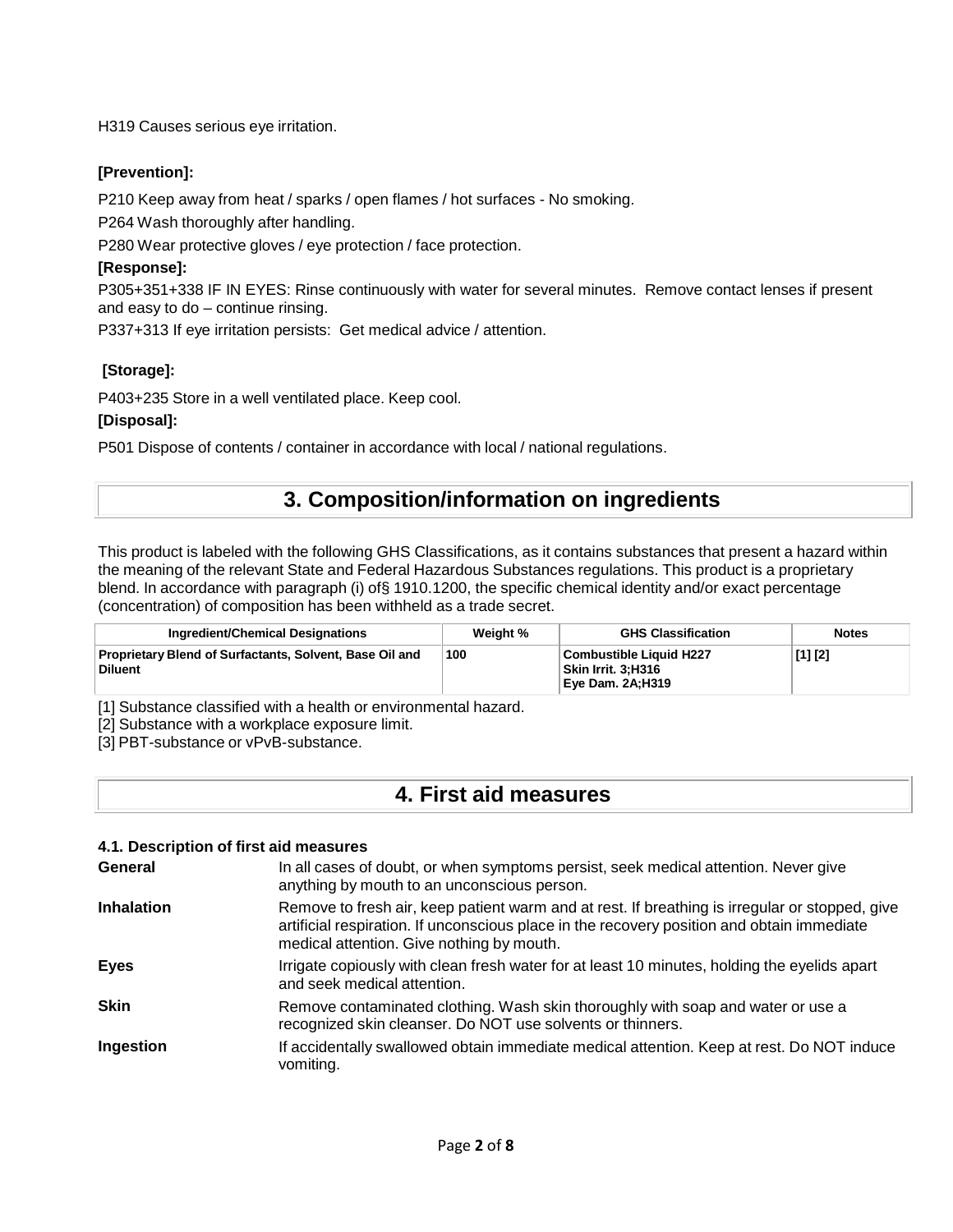H319 Causes serious eye irritation.

**[Prevention]:**

P210 Keep away from heat / sparks / open flames / hot surfaces - No smoking.

P264 Wash thoroughly after handling.

P280 Wear protective gloves / eye protection / face protection.

**[Response]:**

P305+351+338 IF IN EYES: Rinse continuously with water for several minutes. Remove contact lenses if present and easy to do – continue rinsing.

P337+313 If eye irritation persists: Get medical advice / attention.

**[Storage]:**

P403+235 Store in a well ventilated place. Keep cool.

**[Disposal]:**

P501 Dispose of contents / container in accordance with local / national regulations.

# 3. Composition/information on ingredients

This product is labeled with the following GHS Classifications, as it contains substances that present a hazard within the meaning of the relevant State and Federal Hazardous Substances regulations. This product is a proprietary blend. In accordance with paragraph (i) of§ 1910.1200, the specific chemical identity and/or exact percentage (concentration) of composition has been withheld as a trade secret.

| Ingredient/Chemical Designations | Weight % | GHS Classification | Notes |
|---|---|---|---|
| **Proprietary Blend of Surfactants, Solvent, Base Oil and Diluent** | **100** | **Combustible Liquid H227**<br>**Skin Irrit. 3;H316**<br>**Eye Dam. 2A;H319** | **[1] [2]** |

[1] Substance classified with a health or environmental hazard.

[2] Substance with a workplace exposure limit.

[3] PBT-substance or vPvB-substance.

# 4. First aid measures

### 4.1. Description of first aid measures

**General** In all cases of doubt, or when symptoms persist, seek medical attention. Never give anything by mouth to an unconscious person.

**Inhalation** Remove to fresh air, keep patient warm and at rest. If breathing is irregular or stopped, give artificial respiration. If unconscious place in the recovery position and obtain immediate medical attention. Give nothing by mouth.

**Eyes** Irrigate copiously with clean fresh water for at least 10 minutes, holding the eyelids apart and seek medical attention.

**Skin** Remove contaminated clothing. Wash skin thoroughly with soap and water or use a recognized skin cleanser. Do NOT use solvents or thinners.

**Ingestion** If accidentally swallowed obtain immediate medical attention. Keep at rest. Do NOT induce vomiting.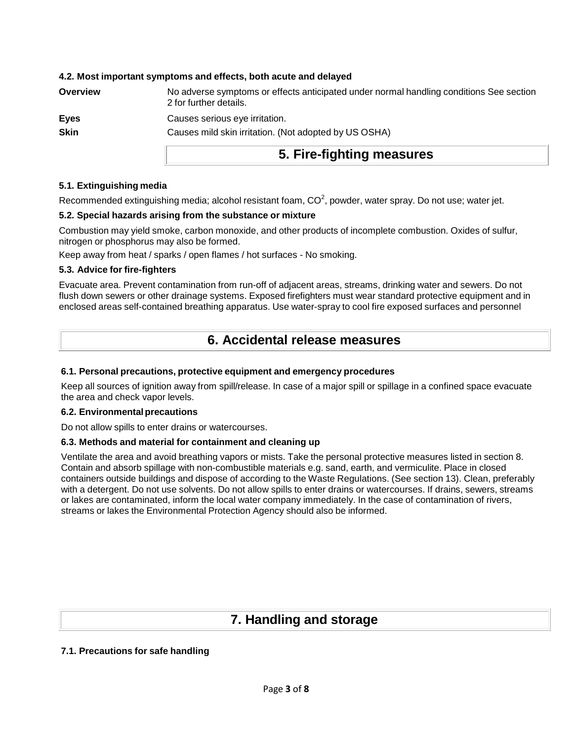#### 4.2. Most important symptoms and effects, both acute and delayed

| | |
|---|---|
| **Overview** | No adverse symptoms or effects anticipated under normal handling conditions See section 2 for further details. |
| **Eyes** | Causes serious eye irritation. |
| **Skin** | Causes mild skin irritation. (Not adopted by US OSHA) |

## 5. Fire-fighting measures

#### 5.1. Extinguishing media

Recommended extinguishing media; alcohol resistant foam, $CO^2$, powder, water spray. Do not use; water jet.

#### 5.2. Special hazards arising from the substance or mixture

Combustion may yield smoke, carbon monoxide, and other products of incomplete combustion. Oxides of sulfur, nitrogen or phosphorus may also be formed.

Keep away from heat / sparks / open flames / hot surfaces - No smoking.

#### 5.3. Advice for fire-fighters

Evacuate area. Prevent contamination from run-off of adjacent areas, streams, drinking water and sewers. Do not flush down sewers or other drainage systems. Exposed firefighters must wear standard protective equipment and in enclosed areas self-contained breathing apparatus. Use water-spray to cool fire exposed surfaces and personnel

## 6. Accidental release measures

#### 6.1. Personal precautions, protective equipment and emergency procedures

Keep all sources of ignition away from spill/release. In case of a major spill or spillage in a confined space evacuate the area and check vapor levels.

#### 6.2. Environmental precautions

Do not allow spills to enter drains or watercourses.

#### 6.3. Methods and material for containment and cleaning up

Ventilate the area and avoid breathing vapors or mists. Take the personal protective measures listed in section 8. Contain and absorb spillage with non-combustible materials e.g. sand, earth, and vermiculite. Place in closed containers outside buildings and dispose of according to the Waste Regulations. (See section 13). Clean, preferably with a detergent. Do not use solvents. Do not allow spills to enter drains or watercourses. If drains, sewers, streams or lakes are contaminated, inform the local water company immediately. In the case of contamination of rivers, streams or lakes the Environmental Protection Agency should also be informed.

## 7. Handling and storage

#### 7.1. Precautions for safe handling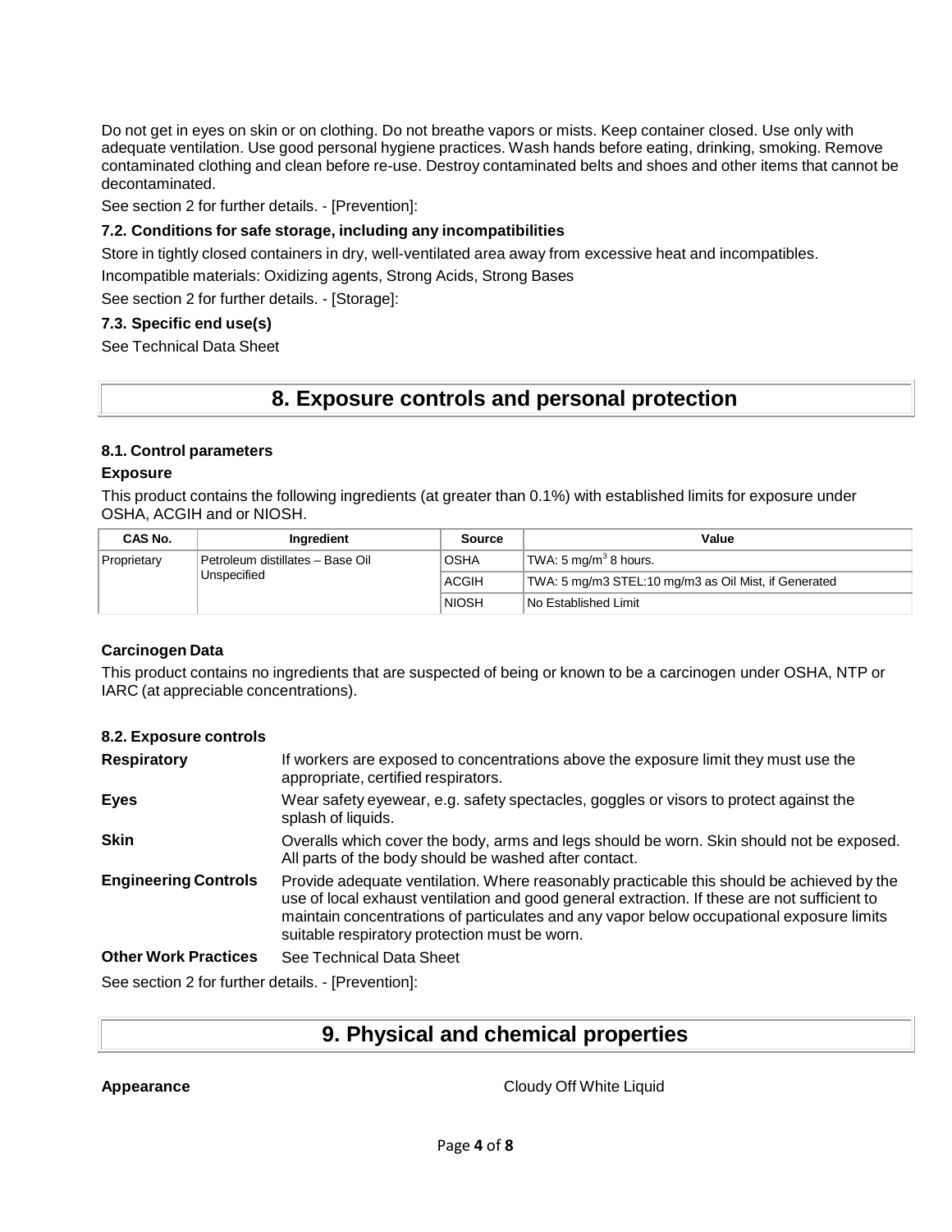Do not get in eyes on skin or on clothing. Do not breathe vapors or mists. Keep container closed. Use only with adequate ventilation. Use good personal hygiene practices. Wash hands before eating, drinking, smoking. Remove contaminated clothing and clean before re-use. Destroy contaminated belts and shoes and other items that cannot be decontaminated.

See section 2 for further details. - [Prevention]:

### 7.2. Conditions for safe storage, including any incompatibilities

Store in tightly closed containers in dry, well-ventilated area away from excessive heat and incompatibles.

Incompatible materials: Oxidizing agents, Strong Acids, Strong Bases

See section 2 for further details. - [Storage]:

### 7.3. Specific end use(s)

See Technical Data Sheet

## 8. Exposure controls and personal protection

### 8.1. Control parameters

**Exposure**

This product contains the following ingredients (at greater than 0.1%) with established limits for exposure under OSHA, ACGIH and or NIOSH.

| CAS No. | Ingredient | Source | Value |
|---|---|---|---|
| Proprietary | Petroleum distillates – Base Oil Unspecified | OSHA | TWA: 5 mg/m$^3$ 8 hours. |
| | | ACGIH | TWA: 5 mg/m3 STEL:10 mg/m3 as Oil Mist, if Generated |
| | | NIOSH | No Established Limit |

**Carcinogen Data**

This product contains no ingredients that are suspected of being or known to be a carcinogen under OSHA, NTP or IARC (at appreciable concentrations).

### 8.2. Exposure controls

**Respiratory** If workers are exposed to concentrations above the exposure limit they must use the appropriate, certified respirators.

**Eyes** Wear safety eyewear, e.g. safety spectacles, goggles or visors to protect against the splash of liquids.

**Skin** Overalls which cover the body, arms and legs should be worn. Skin should not be exposed. All parts of the body should be washed after contact.

**Engineering Controls** Provide adequate ventilation. Where reasonably practicable this should be achieved by the use of local exhaust ventilation and good general extraction. If these are not sufficient to maintain concentrations of particulates and any vapor below occupational exposure limits suitable respiratory protection must be worn.

**Other Work Practices** See Technical Data Sheet

See section 2 for further details. - [Prevention]:

## 9. Physical and chemical properties

**Appearance** Cloudy Off White Liquid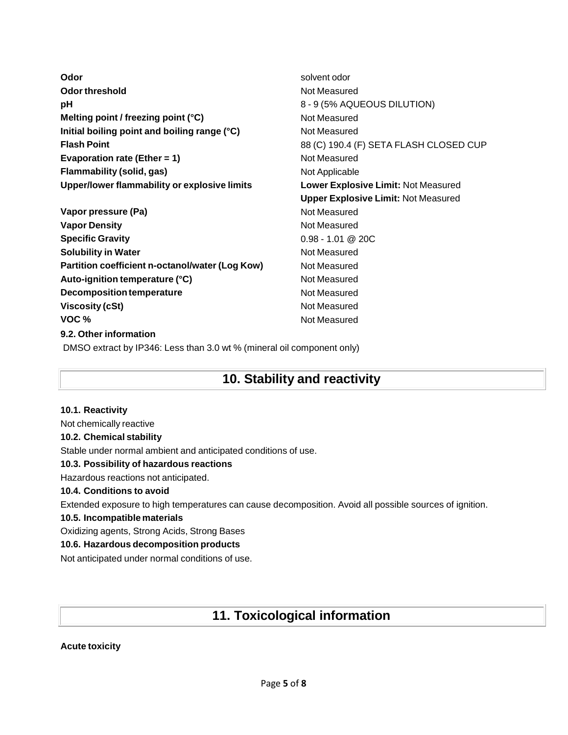| | |
|---|---|
| **Odor** | solvent odor |
| **Odor threshold** | Not Measured |
| **pH** | 8 - 9 (5% AQUEOUS DILUTION) |
| **Melting point / freezing point (°C)** | Not Measured |
| **Initial boiling point and boiling range (°C)** | Not Measured |
| **Flash Point** | 88 (C) 190.4 (F) SETA FLASH CLOSED CUP |
| **Evaporation rate (Ether = 1)** | Not Measured |
| **Flammability (solid, gas)** | Not Applicable |
| **Upper/lower flammability or explosive limits** | **Lower Explosive Limit:** Not Measured<br>**Upper Explosive Limit:** Not Measured |
| **Vapor pressure (Pa)** | Not Measured |
| **Vapor Density** | Not Measured |
| **Specific Gravity** | 0.98 - 1.01 @ 20C |
| **Solubility in Water** | Not Measured |
| **Partition coefficient n-octanol/water (Log Kow)** | Not Measured |
| **Auto-ignition temperature (°C)** | Not Measured |
| **Decomposition temperature** | Not Measured |
| **Viscosity (cSt)** | Not Measured |
| **VOC %** | Not Measured |

**9.2. Other information**

DMSO extract by IP346: Less than 3.0 wt % (mineral oil component only)

# 10. Stability and reactivity

**10.1. Reactivity**

Not chemically reactive

**10.2. Chemical stability**

Stable under normal ambient and anticipated conditions of use.

**10.3. Possibility of hazardous reactions**

Hazardous reactions not anticipated.

**10.4. Conditions to avoid**

Extended exposure to high temperatures can cause decomposition. Avoid all possible sources of ignition.

**10.5. Incompatible materials**

Oxidizing agents, Strong Acids, Strong Bases

**10.6. Hazardous decomposition products**

Not anticipated under normal conditions of use.

# 11. Toxicological information

**Acute toxicity**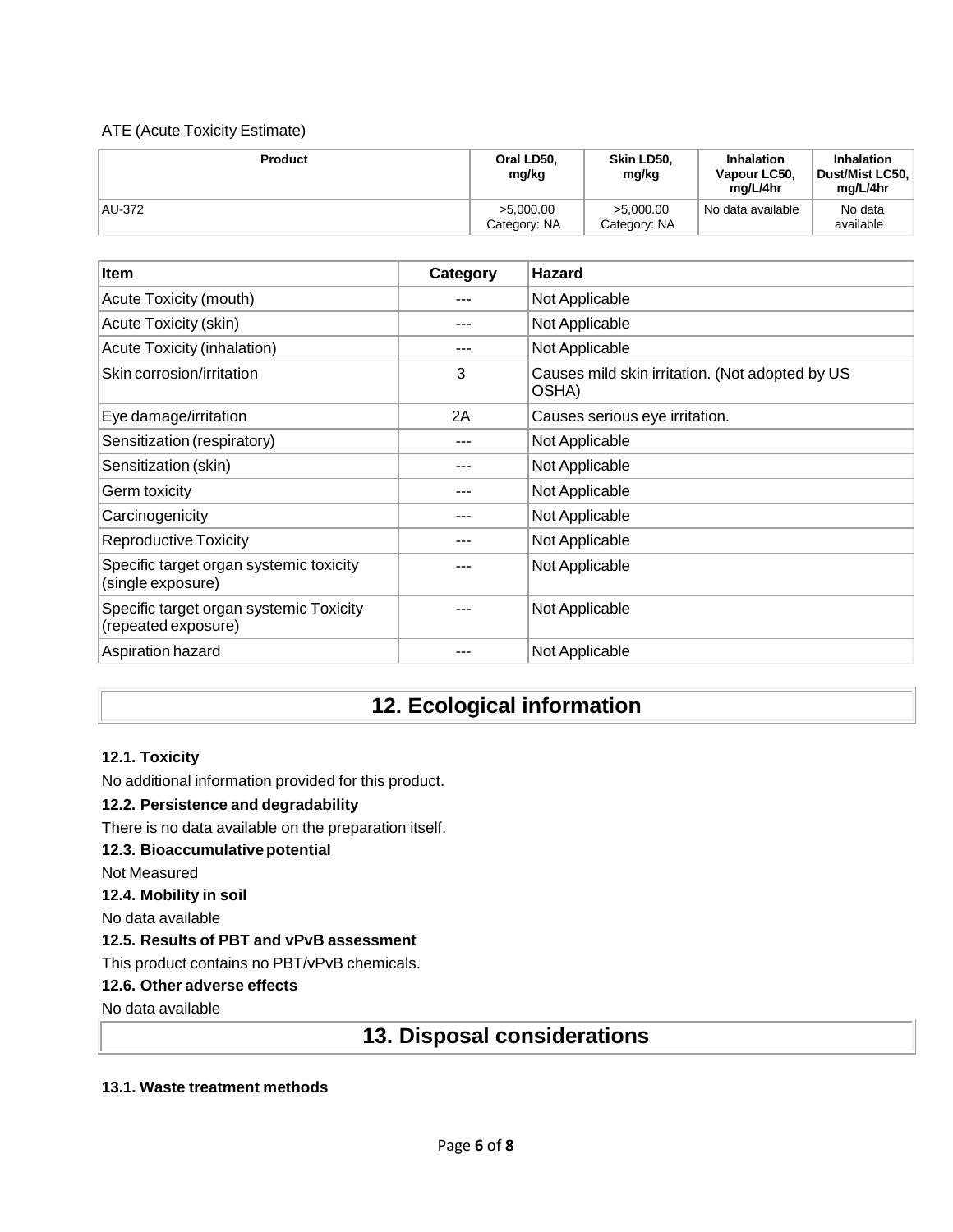ATE (Acute Toxicity Estimate)

| Product | Oral LD50, mg/kg | Skin LD50, mg/kg | Inhalation Vapour LC50, mg/L/4hr | Inhalation Dust/Mist LC50, mg/L/4hr |
|---|---|---|---|---|
| AU-372 | >5,000.00 Category: NA | >5,000.00 Category: NA | No data available | No data available |

| Item | Category | Hazard |
|---|---|---|
| Acute Toxicity (mouth) | --- | Not Applicable |
| Acute Toxicity (skin) | --- | Not Applicable |
| Acute Toxicity (inhalation) | --- | Not Applicable |
| Skin corrosion/irritation | 3 | Causes mild skin irritation. (Not adopted by US OSHA) |
| Eye damage/irritation | 2A | Causes serious eye irritation. |
| Sensitization (respiratory) | --- | Not Applicable |
| Sensitization (skin) | --- | Not Applicable |
| Germ toxicity | --- | Not Applicable |
| Carcinogenicity | --- | Not Applicable |
| Reproductive Toxicity | --- | Not Applicable |
| Specific target organ systemic toxicity (single exposure) | --- | Not Applicable |
| Specific target organ systemic Toxicity (repeated exposure) | --- | Not Applicable |
| Aspiration hazard | --- | Not Applicable |

# 12. Ecological information

### 12.1. Toxicity

No additional information provided for this product.

### 12.2. Persistence and degradability

There is no data available on the preparation itself.

### 12.3. Bioaccumulative potential

Not Measured

### 12.4. Mobility in soil

No data available

### 12.5. Results of PBT and vPvB assessment

This product contains no PBT/vPvB chemicals.

### 12.6. Other adverse effects

No data available

# 13. Disposal considerations

### 13.1. Waste treatment methods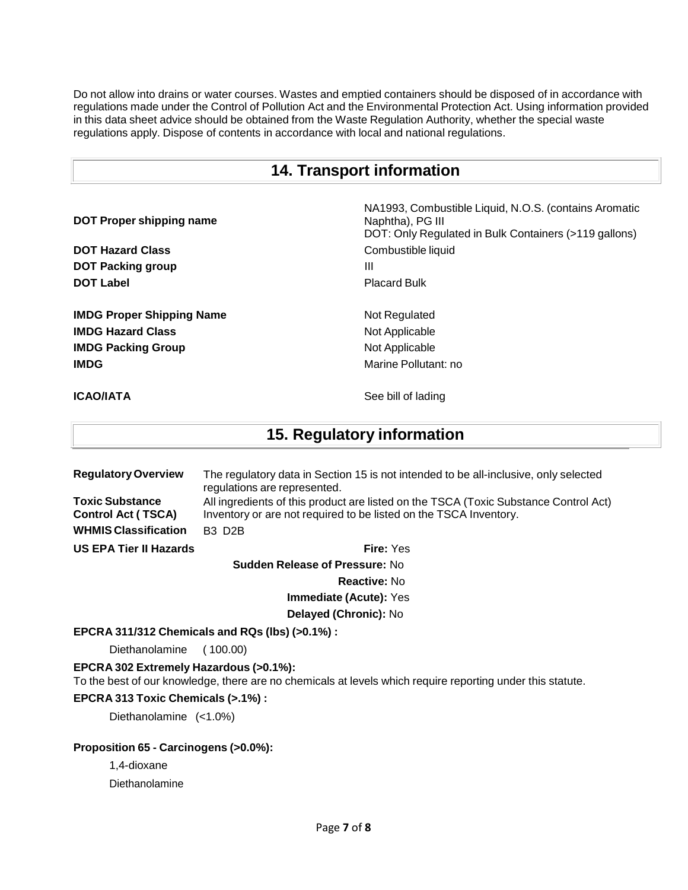Do not allow into drains or water courses. Wastes and emptied containers should be disposed of in accordance with regulations made under the Control of Pollution Act and the Environmental Protection Act. Using information provided in this data sheet advice should be obtained from the Waste Regulation Authority, whether the special waste regulations apply. Dispose of contents in accordance with local and national regulations.

## 14. Transport information

| | |
|---|---|
| **DOT Proper shipping name** | NA1993, Combustible Liquid, N.O.S. (contains Aromatic Naphtha), PG III<br>DOT: Only Regulated in Bulk Containers (>119 gallons) |
| **DOT Hazard Class** | Combustible liquid |
| **DOT Packing group** | III |
| **DOT Label** | Placard Bulk |
| **IMDG Proper Shipping Name** | Not Regulated |
| **IMDG Hazard Class** | Not Applicable |
| **IMDG Packing Group** | Not Applicable |
| **IMDG** | Marine Pollutant: no |
| **ICAO/IATA** | See bill of lading |

## 15. Regulatory information

| | |
|---|---|
| **Regulatory Overview** | The regulatory data in Section 15 is not intended to be all-inclusive, only selected regulations are represented. |
| **Toxic Substance Control Act ( TSCA)** | All ingredients of this product are listed on the TSCA (Toxic Substance Control Act) Inventory or are not required to be listed on the TSCA Inventory. |
| **WHMIS Classification** | B3 D2B |

**US EPA Tier II Hazards**

**Fire:** Yes

**Sudden Release of Pressure:** No

**Reactive:** No

**Immediate (Acute):** Yes

**Delayed (Chronic):** No

**EPCRA 311/312 Chemicals and RQs (lbs) (>0.1%) :**

Diethanolamine ( 100.00)

**EPCRA 302 Extremely Hazardous (>0.1%):**

To the best of our knowledge, there are no chemicals at levels which require reporting under this statute.

**EPCRA 313 Toxic Chemicals (>.1%) :**

Diethanolamine (<1.0%)

**Proposition 65 - Carcinogens (>0.0%):**

1,4-dioxane

Diethanolamine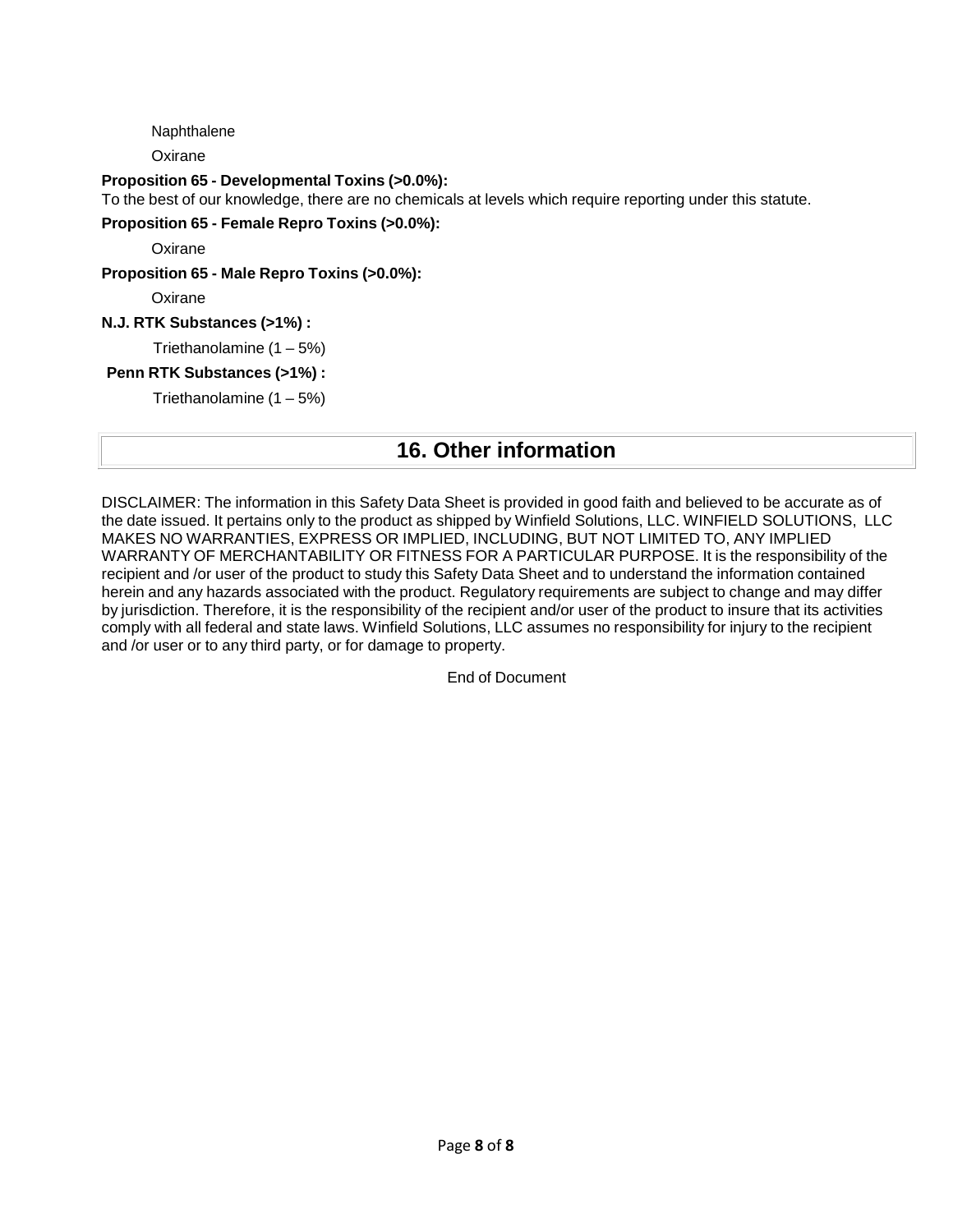Naphthalene

Oxirane

**Proposition 65 - Developmental Toxins (>0.0%):**

To the best of our knowledge, there are no chemicals at levels which require reporting under this statute.

**Proposition 65 - Female Repro Toxins (>0.0%):**

Oxirane

**Proposition 65 - Male Repro Toxins (>0.0%):**

Oxirane

**N.J. RTK Substances (>1%) :**

Triethanolamine (1 – 5%)

**Penn RTK Substances (>1%) :**

Triethanolamine (1 – 5%)

## 16. Other information

DISCLAIMER: The information in this Safety Data Sheet is provided in good faith and believed to be accurate as of the date issued. It pertains only to the product as shipped by Winfield Solutions, LLC. WINFIELD SOLUTIONS, LLC MAKES NO WARRANTIES, EXPRESS OR IMPLIED, INCLUDING, BUT NOT LIMITED TO, ANY IMPLIED WARRANTY OF MERCHANTABILITY OR FITNESS FOR A PARTICULAR PURPOSE. It is the responsibility of the recipient and /or user of the product to study this Safety Data Sheet and to understand the information contained herein and any hazards associated with the product. Regulatory requirements are subject to change and may differ by jurisdiction. Therefore, it is the responsibility of the recipient and/or user of the product to insure that its activities comply with all federal and state laws. Winfield Solutions, LLC assumes no responsibility for injury to the recipient and /or user or to any third party, or for damage to property.

End of Document